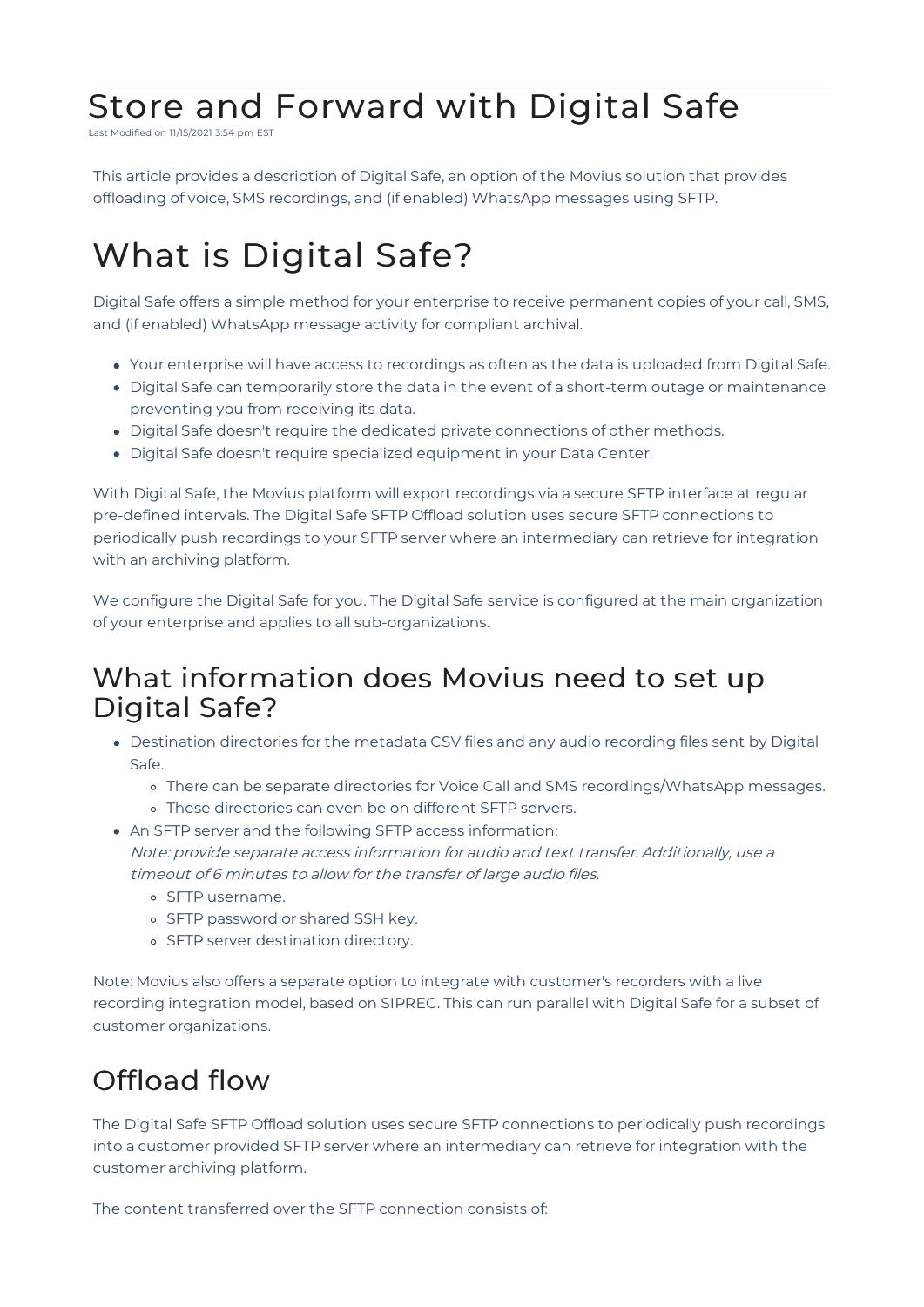# Store and Forward with Digital Safe

Last Modified on 11/15/2021 3:54 pm EST

This article provides a description of Digital Safe, an option of the Movius solution that provides offloading of voice, SMS recordings, and (if enabled) WhatsApp messages using SFTP.

# What is Digital Safe?

Digital Safe offers a simple method for your enterprise to receive permanent copies of your call, SMS, and (if enabled) WhatsApp message activity for compliant archival.

- Your enterprise will have access to recordings as often as the data is uploaded from Digital Safe.
- Digital Safe can temporarily store the data in the event of a short-term outage or maintenance preventing you from receiving its data.
- Digital Safe doesn't require the dedicated private connections of other methods.
- Digital Safe doesn't require specialized equipment in your Data Center.

With Digital Safe, the Movius platform will export recordings via a secure SFTP interface at regular pre-defined intervals. The Digital Safe SFTP Offload solution uses secure SFTP connections to periodically push recordings to your SFTP server where an intermediary can retrieve for integration with an archiving platform.

We configure the Digital Safe for you. The Digital Safe service is configured at the main organization of your enterprise and applies to all sub-organizations.

## What information does Movius need to set up Digital Safe?

- Destination directories for the metadata CSV files and any audio recording files sent by Digital Safe.
  - There can be separate directories for Voice Call and SMS recordings/WhatsApp messages.
  - These directories can even be on different SFTP servers.
- An SFTP server and the following SFTP access information:
  *Note: provide separate access information for audio and text transfer. Additionally, use a timeout of 6 minutes to allow for the transfer of large audio files.*
  - SFTP username.
  - SFTP password or shared SSH key.
  - SFTP server destination directory.

Note: Movius also offers a separate option to integrate with customer's recorders with a live recording integration model, based on SIPREC. This can run parallel with Digital Safe for a subset of customer organizations.

## Offload flow

The Digital Safe SFTP Offload solution uses secure SFTP connections to periodically push recordings into a customer provided SFTP server where an intermediary can retrieve for integration with the customer archiving platform.

The content transferred over the SFTP connection consists of: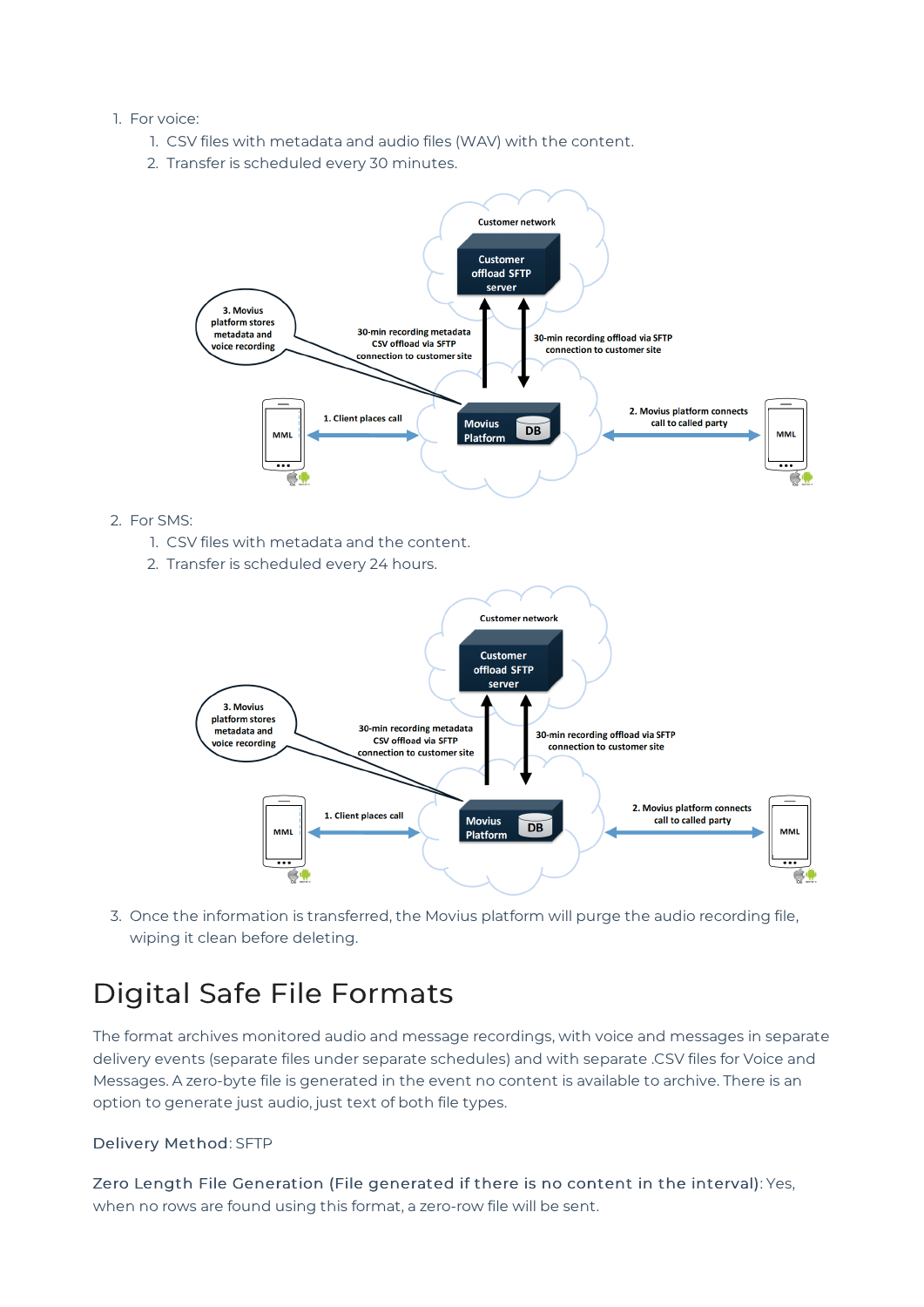1. For voice:
    1. CSV files with metadata and audio files (WAV) with the content.
    2. Transfer is scheduled every 30 minutes.

2. For SMS:
    1. CSV files with metadata and the content.
    2. Transfer is scheduled every 24 hours.

3. Once the information is transferred, the Movius platform will purge the audio recording file, wiping it clean before deleting.

# Digital Safe File Formats

The format archives monitored audio and message recordings, with voice and messages in separate delivery events (separate files under separate schedules) and with separate .CSV files for Voice and Messages. A zero-byte file is generated in the event no content is available to archive. There is an option to generate just audio, just text of both file types.

**Delivery Method**: SFTP

**Zero Length File Generation (File generated if there is no content in the interval)**: Yes, when no rows are found using this format, a zero-row file will be sent.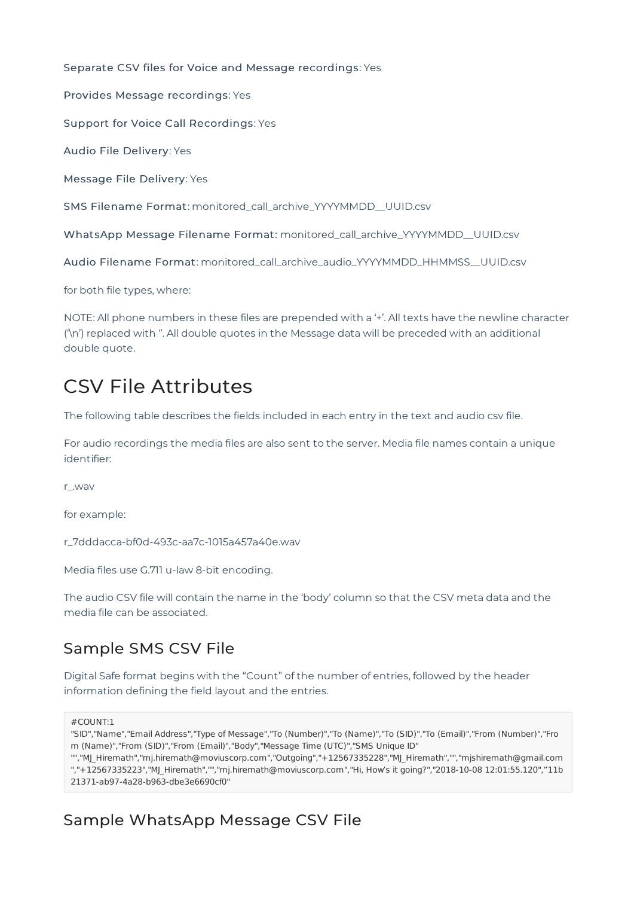**Separate CSV files for Voice and Message recordings**: Yes

**Provides Message recordings**: Yes

**Support for Voice Call Recordings**: Yes

**Audio File Delivery**: Yes

**Message File Delivery**: Yes

**SMS Filename Format**: monitored_call_archive_YYYYMMDD__UUID.csv

**WhatsApp Message Filename Format:** monitored_call_archive_YYYYMMDD__UUID.csv

**Audio Filename Format**: monitored_call_archive_audio_YYYYMMDD_HHMMSS__UUID.csv

for both file types, where:

NOTE: All phone numbers in these files are prepended with a '+'. All texts have the newline character ('\n') replaced with ''. All double quotes in the Message data will be preceded with an additional double quote.

# CSV File Attributes

The following table describes the fields included in each entry in the text and audio csv file.

For audio recordings the media files are also sent to the server. Media file names contain a unique identifier:

r_.wav

for example:

r_7dddacca-bf0d-493c-aa7c-1015a457a40e.wav

Media files use G.711 u-law 8-bit encoding.

The audio CSV file will contain the name in the 'body' column so that the CSV meta data and the media file can be associated.

## Sample SMS CSV File

Digital Safe format begins with the "Count" of the number of entries, followed by the header information defining the field layout and the entries.

```
#COUNT:1
"SID","Name","Email Address","Type of Message","To (Number)","To (Name)","To (SID)","To (Email)","From (Number)","From (Name)","From (SID)","From (Email)","Body","Message Time (UTC)","SMS Unique ID"
"","MJ_Hiremath","mj.hiremath@moviuscorp.com","Outgoing","+12567335228","MJ_Hiremath","","mjshiremath@gmail.com","+12567335223","MJ_Hiremath","","mj.hiremath@moviuscorp.com","Hi, How's it going?","2018-10-08 12:01:55.120","11b21371-ab97-4a28-b963-dbe3e6690cf0"
```

## Sample WhatsApp Message CSV File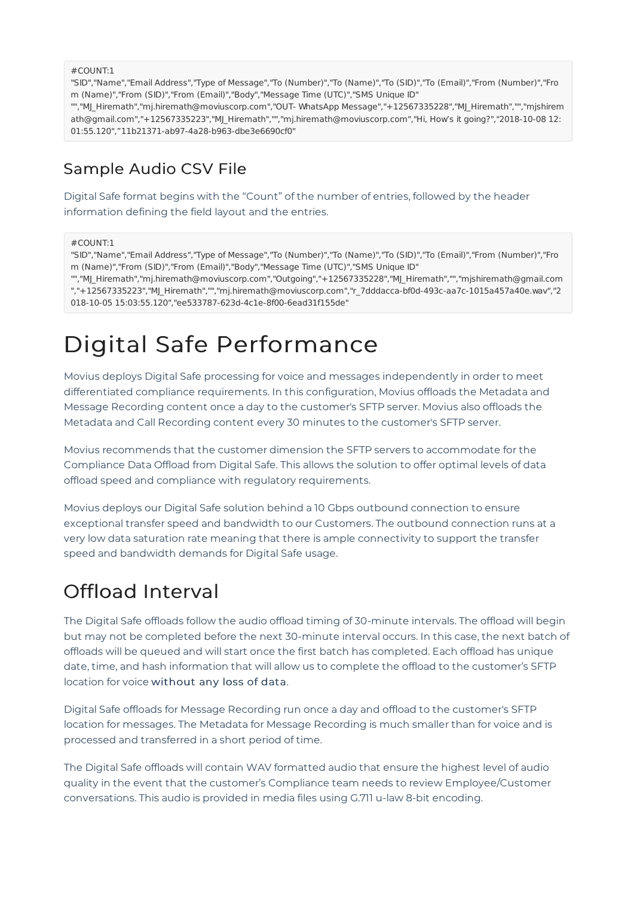```
#COUNT:1
"SID","Name","Email Address","Type of Message","To (Number)","To (Name)","To (SID)","To (Email)","From (Number)","From (Name)","From (SID)","From (Email)","Body","Message Time (UTC)","SMS Unique ID"
"","MJ_Hiremath","mj.hiremath@moviuscorp.com","OUT- WhatsApp Message","+12567335228","MJ_Hiremath","","mjshiremath@gmail.com","+12567335223","MJ_Hiremath","","mj.hiremath@moviuscorp.com","Hi, How's it going?","2018-10-08 12:01:55.120","11b21371-ab97-4a28-b963-dbe3e6690cf0"
```

## Sample Audio CSV File

Digital Safe format begins with the “Count” of the number of entries, followed by the header information defining the field layout and the entries.

```
#COUNT:1
"SID","Name","Email Address","Type of Message","To (Number)","To (Name)","To (SID)","To (Email)","From (Number)","From (Name)","From (SID)","From (Email)","Body","Message Time (UTC)","SMS Unique ID"
"","MJ_Hiremath","mj.hiremath@moviuscorp.com","Outgoing","+12567335228","MJ_Hiremath","","mjshiremath@gmail.com","+12567335223","MJ_Hiremath","","mj.hiremath@moviuscorp.com","r_7dddacca-bf0d-493c-aa7c-1015a457a40e.wav","2018-10-05 15:03:55.120","ee533787-623d-4c1e-8f00-6ead31f155de"
```

# Digital Safe Performance

Movius deploys Digital Safe processing for voice and messages independently in order to meet differentiated compliance requirements. In this configuration, Movius offloads the Metadata and Message Recording content once a day to the customer's SFTP server. Movius also offloads the Metadata and Call Recording content every 30 minutes to the customer's SFTP server.

Movius recommends that the customer dimension the SFTP servers to accommodate for the Compliance Data Offload from Digital Safe. This allows the solution to offer optimal levels of data offload speed and compliance with regulatory requirements.

Movius deploys our Digital Safe solution behind a 10 Gbps outbound connection to ensure exceptional transfer speed and bandwidth to our Customers. The outbound connection runs at a very low data saturation rate meaning that there is ample connectivity to support the transfer speed and bandwidth demands for Digital Safe usage.

# Offload Interval

The Digital Safe offloads follow the audio offload timing of 30-minute intervals. The offload will begin but may not be completed before the next 30-minute interval occurs. In this case, the next batch of offloads will be queued and will start once the first batch has completed. Each offload has unique date, time, and hash information that will allow us to complete the offload to the customer's SFTP location for voice without any loss of data.

Digital Safe offloads for Message Recording run once a day and offload to the customer's SFTP location for messages. The Metadata for Message Recording is much smaller than for voice and is processed and transferred in a short period of time.

The Digital Safe offloads will contain WAV formatted audio that ensure the highest level of audio quality in the event that the customer's Compliance team needs to review Employee/Customer conversations. This audio is provided in media files using G.711 u-law 8-bit encoding.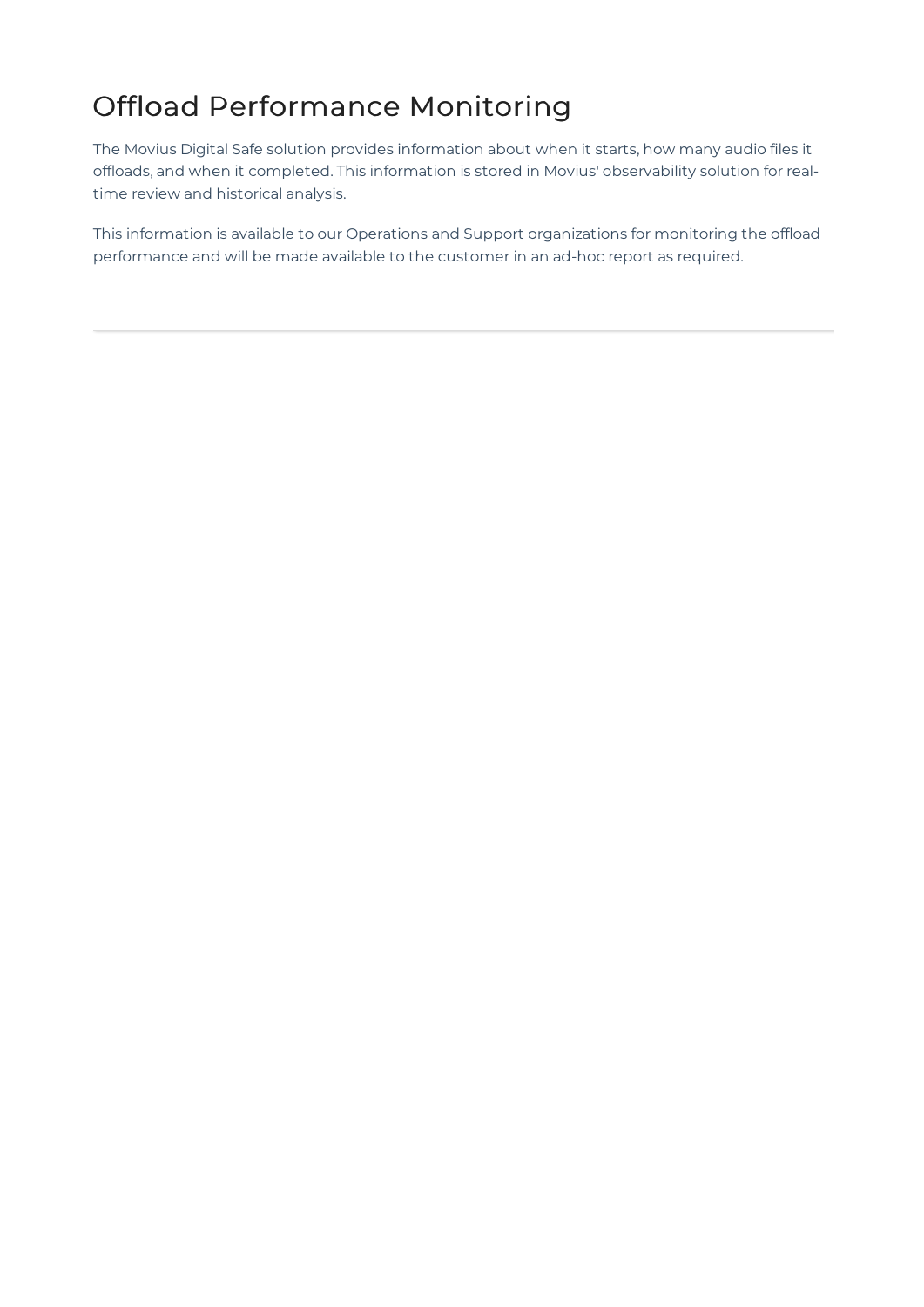# Offload Performance Monitoring

The Movius Digital Safe solution provides information about when it starts, how many audio files it offloads, and when it completed. This information is stored in Movius' observability solution for real-time review and historical analysis.

This information is available to our Operations and Support organizations for monitoring the offload performance and will be made available to the customer in an ad-hoc report as required.

---